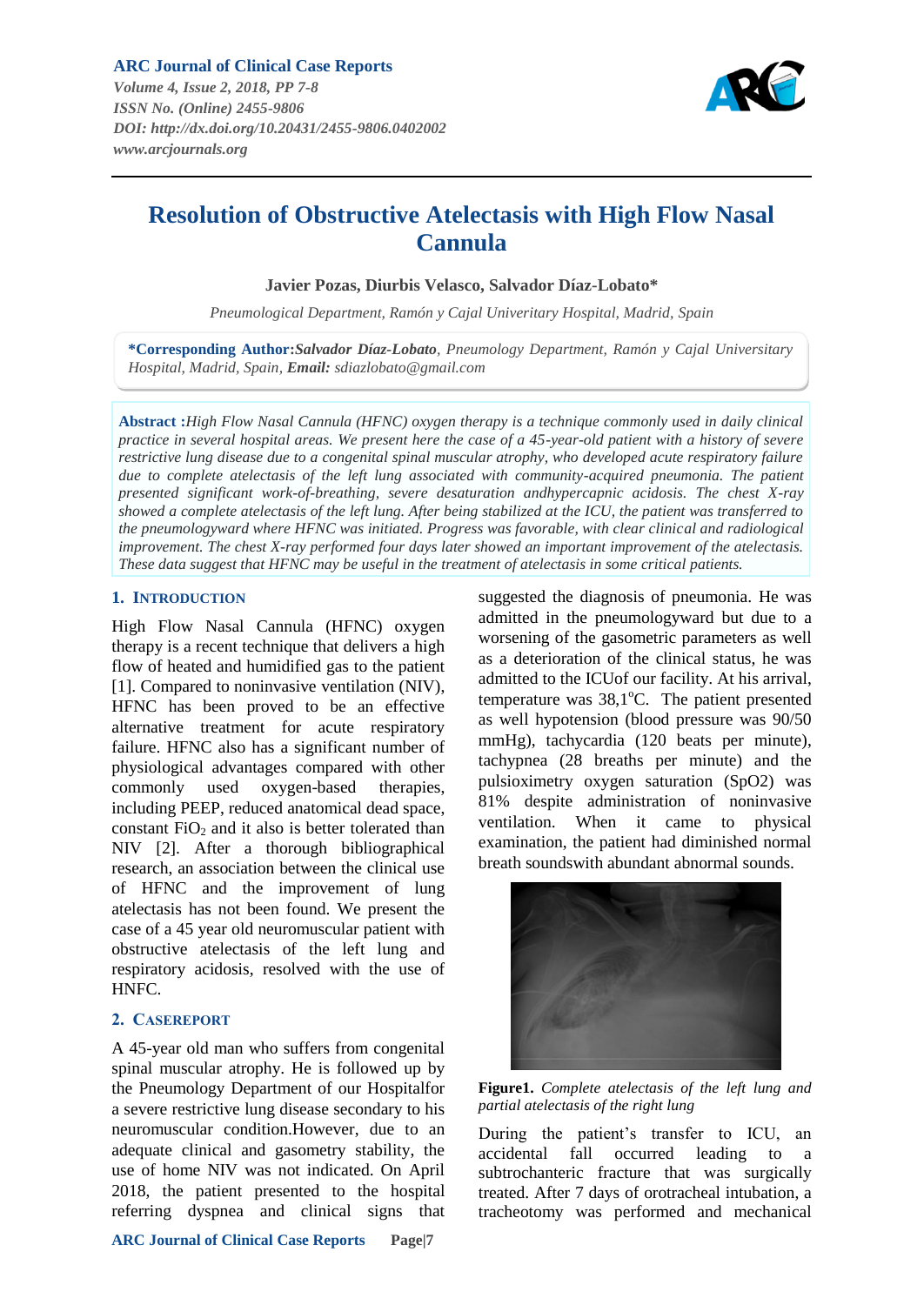# Resolution of Obstructive Atelectasis with High Flow Nasal Cannula

**Javier Pozas, Diurbis Velasco, Salvador Díaz-Lobato***

*Pneumological Department, Ramón y Cajal Univeritary Hospital, Madrid, Spain*

**\*Corresponding Author:** ***Salvador Díaz-Lobato***, *Pneumology Department, Ramón y Cajal University Hospital, Madrid, Spain,* ***Email:*** *sdiazlobato@gmail.com*

**Abstract :** *High Flow Nasal Cannula (HFNC) oxygen therapy is a technique commonly used in daily clinical practice in several hospital areas. We present here the case of a 45-year-old patient with a history of severe restrictive lung disease due to a congenital spinal muscular atrophy, who developed acute respiratory failure due to complete atelectasis of the left lung associated with community-acquired pneumonia. The patient presented significant work-of-breathing, severe desaturation andhypercapnic acidosis. The chest X-ray showed a complete atelectasis of the left lung. After being stabilized at the ICU, the patient was transferred to the pneumologyward where HFNC was initiated. Progress was favorable, with clear clinical and radiological improvement. The chest X-ray performed four days later showed an important improvement of the atelectasis. These data suggest that HFNC may be useful in the treatment of atelectasis in some critical patients.*

## 1. Introduction

High Flow Nasal Cannula (HFNC) oxygen therapy is a recent technique that delivers a high flow of heated and humidified gas to the patient [1]. Compared to noninvasive ventilation (NIV), HFNC has been proved to be an effective alternative treatment for acute respiratory failure. HFNC also has a significant number of physiological advantages compared with other commonly used oxygen-based therapies, including PEEP, reduced anatomical dead space, constant $FiO_2$ and it also is better tolerated than NIV [2]. After a thorough bibliographical research, an association between the clinical use of HFNC and the improvement of lung atelectasis has not been found. We present the case of a 45 year old neuromuscular patient with obstructive atelectasis of the left lung and respiratory acidosis, resolved with the use of HNFC.

## 2. Casereport

A 45-year old man who suffers from congenital spinal muscular atrophy. He is followed up by the Pneumology Department of our Hospitalfor a severe restrictive lung disease secondary to his neuromuscular condition.However, due to an adequate clinical and gasometry stability, the use of home NIV was not indicated. On April 2018, the patient presented to the hospital referring dyspnea and clinical signs that suggested the diagnosis of pneumonia. He was admitted in the pneumologyward but due to a worsening of the gasometric parameters as well as a deterioration of the clinical status, he was admitted to the ICUof our facility. At his arrival, temperature was 38,1°C. The patient presented as well hypotension (blood pressure was 90/50 mmHg), tachycardia (120 beats per minute), tachypnea (28 breaths per minute) and the pulsioximetry oxygen saturation (SpO2) was 81% despite administration of noninvasive ventilation. When it came to physical examination, the patient had diminished normal breath soundswith abundant abnormal sounds.

**Figure1.** *Complete atelectasis of the left lung and partial atelectasis of the right lung*

During the patient's transfer to ICU, an accidental fall occurred leading to a subtrochanteric fracture that was surgically treated. After 7 days of orotracheal intubation, a tracheotomy was performed and mechanical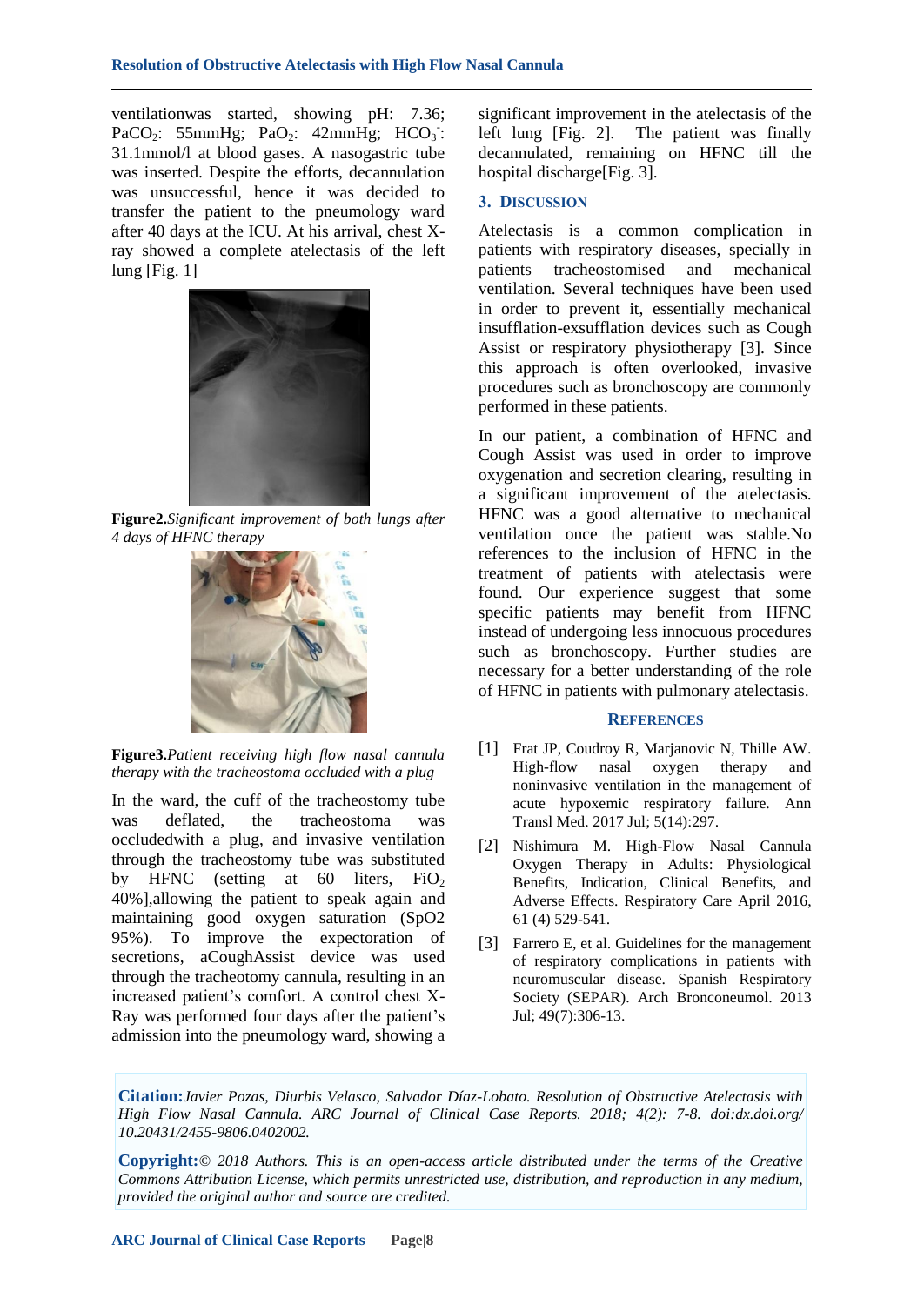ventilationwas started, showing pH: 7.36; $PaCO_2$: 55mmHg; $PaO_2$: 42mmHg; $HCO_3^-$: 31.1mmol/l at blood gases. A nasogastric tube was inserted. Despite the efforts, decannulation was unsuccessful, hence it was decided to transfer the patient to the pneumology ward after 40 days at the ICU. At his arrival, chest X-ray showed a complete atelectasis of the left lung [Fig. 1]

**Figure2.***Significant improvement of both lungs after 4 days of HFNC therapy*

**Figure3.***Patient receiving high flow nasal cannula therapy with the tracheostoma occluded with a plug*

In the ward, the cuff of the tracheostomy tube was deflated, the tracheostoma was occludedwith a plug, and invasive ventilation through the tracheostomy tube was substituted by HFNC (setting at 60 liters, $FiO_2$ 40%],allowing the patient to speak again and maintaining good oxygen saturation (SpO2 95%). To improve the expectoration of secretions, aCoughAssist device was used through the tracheotomy cannula, resulting in an increased patient's comfort. A control chest X-Ray was performed four days after the patient's admission into the pneumology ward, showing a significant improvement in the atelectasis of the left lung [Fig. 2]. The patient was finally decannulated, remaining on HFNC till the hospital discharge[Fig. 3].

## 3. Discussion

Atelectasis is a common complication in patients with respiratory diseases, specially in patients tracheostomised and mechanical ventilation. Several techniques have been used in order to prevent it, essentially mechanical insufflation-exsufflation devices such as Cough Assist or respiratory physiotherapy [3]. Since this approach is often overlooked, invasive procedures such as bronchoscopy are commonly performed in these patients.

In our patient, a combination of HFNC and Cough Assist was used in order to improve oxygenation and secretion clearing, resulting in a significant improvement of the atelectasis. HFNC was a good alternative to mechanical ventilation once the patient was stable.No references to the inclusion of HFNC in the treatment of patients with atelectasis were found. Our experience suggest that some specific patients may benefit from HFNC instead of undergoing less innocuous procedures such as bronchoscopy. Further studies are necessary for a better understanding of the role of HFNC in patients with pulmonary atelectasis.

## References

[1] Frat JP, Coudroy R, Marjanovic N, Thille AW. High-flow nasal oxygen therapy and noninvasive ventilation in the management of acute hypoxemic respiratory failure. Ann Transl Med. 2017 Jul; 5(14):297.

[2] Nishimura M. High-Flow Nasal Cannula Oxygen Therapy in Adults: Physiological Benefits, Indication, Clinical Benefits, and Adverse Effects. Respiratory Care April 2016, 61 (4) 529-541.

[3] Farrero E, et al. Guidelines for the management of respiratory complications in patients with neuromuscular disease. Spanish Respiratory Society (SEPAR). Arch Bronconeumol. 2013 Jul; 49(7):306-13.

**Citation:***Javier Pozas, Diurbis Velasco, Salvador Díaz-Lobato. Resolution of Obstructive Atelectasis with High Flow Nasal Cannula. ARC Journal of Clinical Case Reports. 2018; 4(2): 7-8. doi:dx.doi.org/10.20431/2455-9806.0402002.*

**Copyright:***© 2018 Authors. This is an open-access article distributed under the terms of the Creative Commons Attribution License, which permits unrestricted use, distribution, and reproduction in any medium, provided the original author and source are credited.*